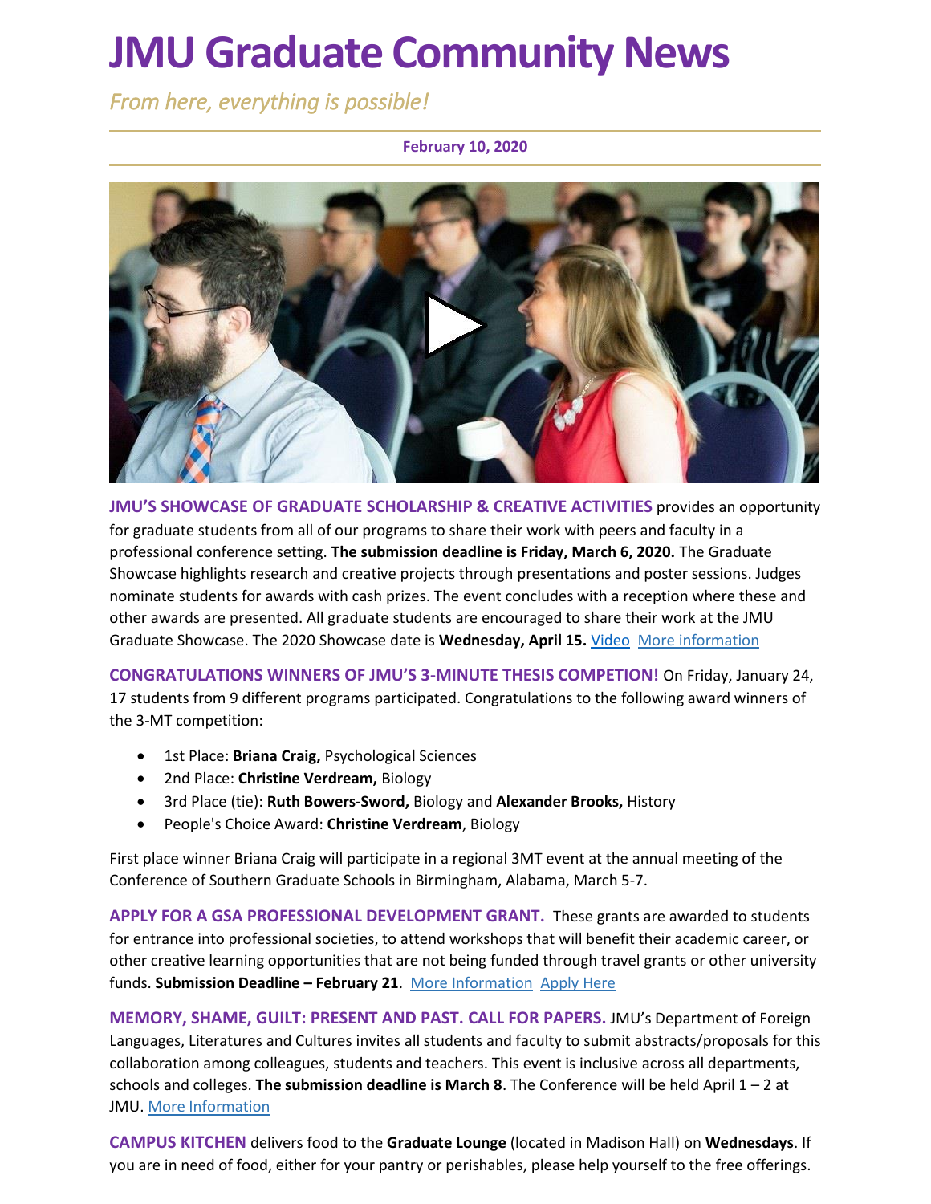# JMU Graduate Community News

*From here, everything is possible!*

**February 10, 2020**

**JMU'S SHOWCASE OF GRADUATE SCHOLARSHIP & CREATIVE ACTIVITIES** provides an opportunity for graduate students from all of our programs to share their work with peers and faculty in a professional conference setting. **The submission deadline is Friday, March 6, 2020.** The Graduate Showcase highlights research and creative projects through presentations and poster sessions. Judges nominate students for awards with cash prizes. The event concludes with a reception where these and other awards are presented. All graduate students are encouraged to share their work at the JMU Graduate Showcase. The 2020 Showcase date is **Wednesday, April 15.** Video More information

**CONGRATULATIONS WINNERS OF JMU'S 3-MINUTE THESIS COMPETION!** On Friday, January 24, 17 students from 9 different programs participated. Congratulations to the following award winners of the 3-MT competition:

- 1st Place: **Briana Craig,** Psychological Sciences
- 2nd Place: **Christine Verdream,** Biology
- 3rd Place (tie): **Ruth Bowers-Sword,** Biology and **Alexander Brooks,** History
- People's Choice Award: **Christine Verdream**, Biology

First place winner Briana Craig will participate in a regional 3MT event at the annual meeting of the Conference of Southern Graduate Schools in Birmingham, Alabama, March 5-7.

**APPLY FOR A GSA PROFESSIONAL DEVELOPMENT GRANT.** These grants are awarded to students for entrance into professional societies, to attend workshops that will benefit their academic career, or other creative learning opportunities that are not being funded through travel grants or other university funds. **Submission Deadline – February 21**. More Information Apply Here

**MEMORY, SHAME, GUILT: PRESENT AND PAST. CALL FOR PAPERS.** JMU's Department of Foreign Languages, Literatures and Cultures invites all students and faculty to submit abstracts/proposals for this collaboration among colleagues, students and teachers. This event is inclusive across all departments, schools and colleges. **The submission deadline is March 8**. The Conference will be held April 1 – 2 at JMU. More Information

**CAMPUS KITCHEN** delivers food to the **Graduate Lounge** (located in Madison Hall) on **Wednesdays**. If you are in need of food, either for your pantry or perishables, please help yourself to the free offerings.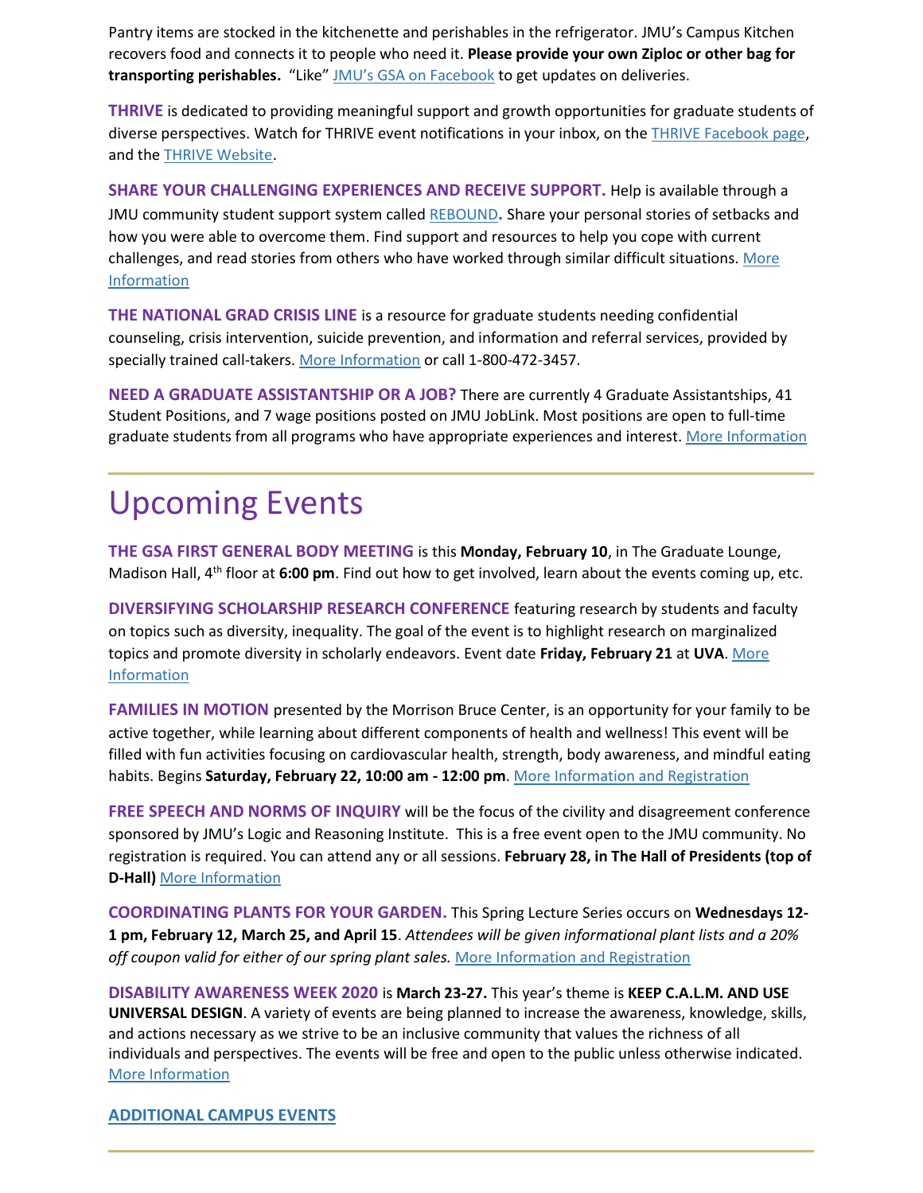Pantry items are stocked in the kitchenette and perishables in the refrigerator. JMU's Campus Kitchen recovers food and connects it to people who need it. **Please provide your own Ziploc or other bag for transporting perishables.** "Like" JMU's GSA on Facebook to get updates on deliveries.

**THRIVE** is dedicated to providing meaningful support and growth opportunities for graduate students of diverse perspectives. Watch for THRIVE event notifications in your inbox, on the THRIVE Facebook page, and the THRIVE Website.

**SHARE YOUR CHALLENGING EXPERIENCES AND RECEIVE SUPPORT.** Help is available through a JMU community student support system called REBOUND**.** Share your personal stories of setbacks and how you were able to overcome them. Find support and resources to help you cope with current challenges, and read stories from others who have worked through similar difficult situations. More Information

**THE NATIONAL GRAD CRISIS LINE** is a resource for graduate students needing confidential counseling, crisis intervention, suicide prevention, and information and referral services, provided by specially trained call-takers. More Information or call 1-800-472-3457.

**NEED A GRADUATE ASSISTANTSHIP OR A JOB?** There are currently 4 Graduate Assistantships, 41 Student Positions, and 7 wage positions posted on JMU JobLink. Most positions are open to full-time graduate students from all programs who have appropriate experiences and interest. More Information

# Upcoming Events

**THE GSA FIRST GENERAL BODY MEETING** is this **Monday, February 10**, in The Graduate Lounge, Madison Hall, 4th floor at **6:00 pm**. Find out how to get involved, learn about the events coming up, etc.

**DIVERSIFYING SCHOLARSHIP RESEARCH CONFERENCE** featuring research by students and faculty on topics such as diversity, inequality. The goal of the event is to highlight research on marginalized topics and promote diversity in scholarly endeavors. Event date **Friday, February 21** at **UVA**. More Information

**FAMILIES IN MOTION** presented by the Morrison Bruce Center, is an opportunity for your family to be active together, while learning about different components of health and wellness! This event will be filled with fun activities focusing on cardiovascular health, strength, body awareness, and mindful eating habits. Begins **Saturday, February 22, 10:00 am - 12:00 pm**. More Information and Registration

**FREE SPEECH AND NORMS OF INQUIRY** will be the focus of the civility and disagreement conference sponsored by JMU's Logic and Reasoning Institute. This is a free event open to the JMU community. No registration is required. You can attend any or all sessions. **February 28, in The Hall of Presidents (top of D-Hall)** More Information

**COORDINATING PLANTS FOR YOUR GARDEN.** This Spring Lecture Series occurs on **Wednesdays 12-1 pm, February 12, March 25, and April 15**. *Attendees will be given informational plant lists and a 20% off coupon valid for either of our spring plant sales.* More Information and Registration

**DISABILITY AWARENESS WEEK 2020** is **March 23-27.** This year's theme is **KEEP C.A.L.M. AND USE UNIVERSAL DESIGN**. A variety of events are being planned to increase the awareness, knowledge, skills, and actions necessary as we strive to be an inclusive community that values the richness of all individuals and perspectives. The events will be free and open to the public unless otherwise indicated. More Information

**ADDITIONAL CAMPUS EVENTS**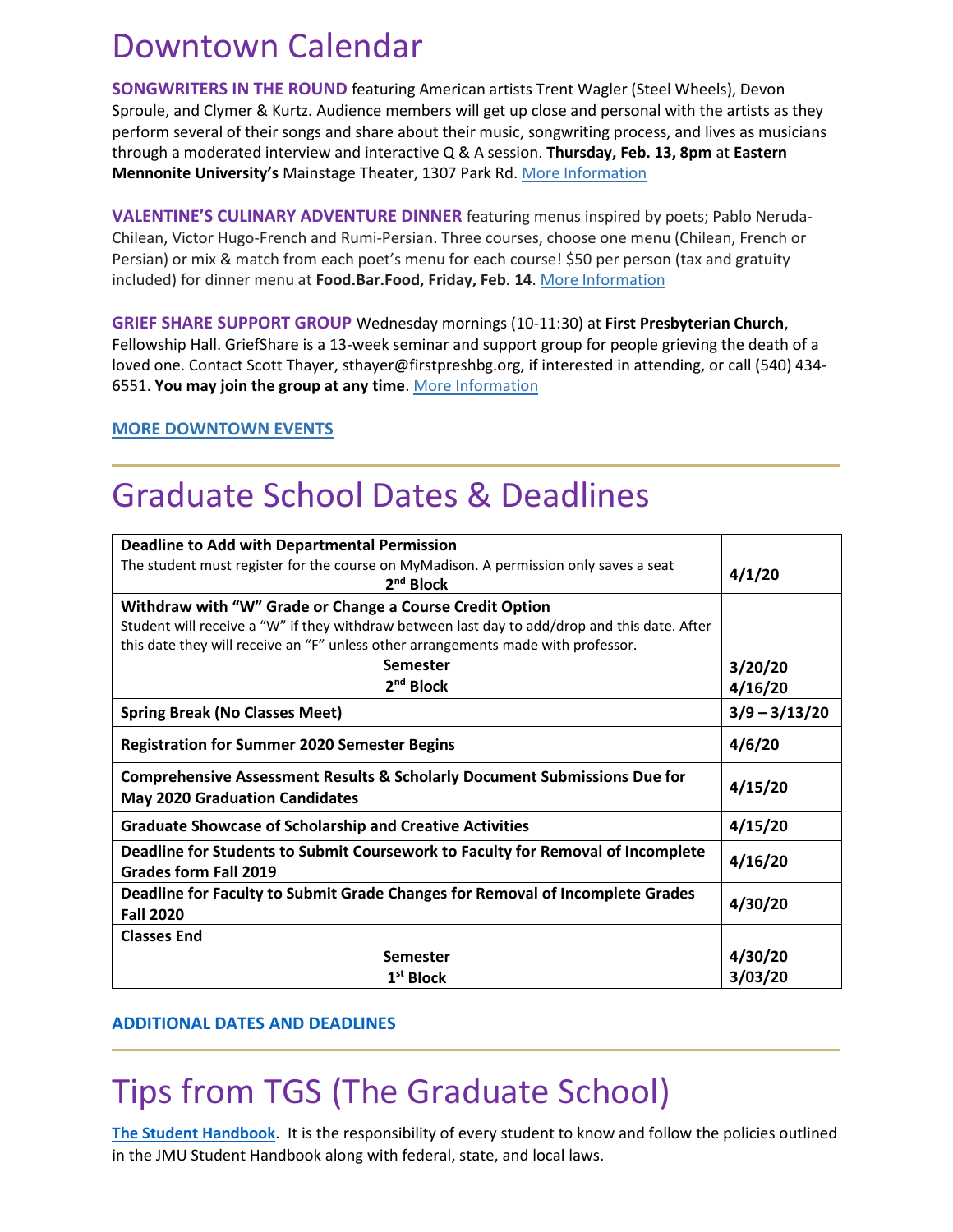# Downtown Calendar

**SONGWRITERS IN THE ROUND** featuring American artists Trent Wagler (Steel Wheels), Devon Sproule, and Clymer & Kurtz. Audience members will get up close and personal with the artists as they perform several of their songs and share about their music, songwriting process, and lives as musicians through a moderated interview and interactive Q & A session. **Thursday, Feb. 13, 8pm** at **Eastern Mennonite University's** Mainstage Theater, 1307 Park Rd. More Information

**VALENTINE'S CULINARY ADVENTURE DINNER** featuring menus inspired by poets; Pablo Neruda-Chilean, Victor Hugo-French and Rumi-Persian. Three courses, choose one menu (Chilean, French or Persian) or mix & match from each poet's menu for each course! $50 per person (tax and gratuity included) for dinner menu at **Food.Bar.Food, Friday, Feb. 14**. More Information

**GRIEF SHARE SUPPORT GROUP** Wednesday mornings (10-11:30) at **First Presbyterian Church**, Fellowship Hall. GriefShare is a 13-week seminar and support group for people grieving the death of a loved one. Contact Scott Thayer, sthayer@firstpreshbg.org, if interested in attending, or call (540) 434-6551. **You may join the group at any time**. More Information

**MORE DOWNTOWN EVENTS**

# Graduate School Dates & Deadlines

| Event | Date |
|---|---|
| **Deadline to Add with Departmental Permission**<br>The student must register for the course on MyMadison. A permission only saves a seat<br>**2nd Block** | **4/1/20** |
| **Withdraw with "W" Grade or Change a Course Credit Option**<br>Student will receive a "W" if they withdraw between last day to add/drop and this date. After this date they will receive an "F" unless other arrangements made with professor.<br>**Semester**<br>**2nd Block** | <br><br>**3/20/20**<br>**4/16/20** |
| **Spring Break (No Classes Meet)** | **3/9 – 3/13/20** |
| **Registration for Summer 2020 Semester Begins** | **4/6/20** |
| **Comprehensive Assessment Results & Scholarly Document Submissions Due for May 2020 Graduation Candidates** | **4/15/20** |
| **Graduate Showcase of Scholarship and Creative Activities** | **4/15/20** |
| **Deadline for Students to Submit Coursework to Faculty for Removal of Incomplete Grades form Fall 2019** | **4/16/20** |
| **Deadline for Faculty to Submit Grade Changes for Removal of Incomplete Grades Fall 2020** | **4/30/20** |
| **Classes End**<br>**Semester**<br>**1st Block** | <br>**4/30/20**<br>**3/03/20** |

**ADDITIONAL DATES AND DEADLINES**

# Tips from TGS (The Graduate School)

**The Student Handbook**. It is the responsibility of every student to know and follow the policies outlined in the JMU Student Handbook along with federal, state, and local laws.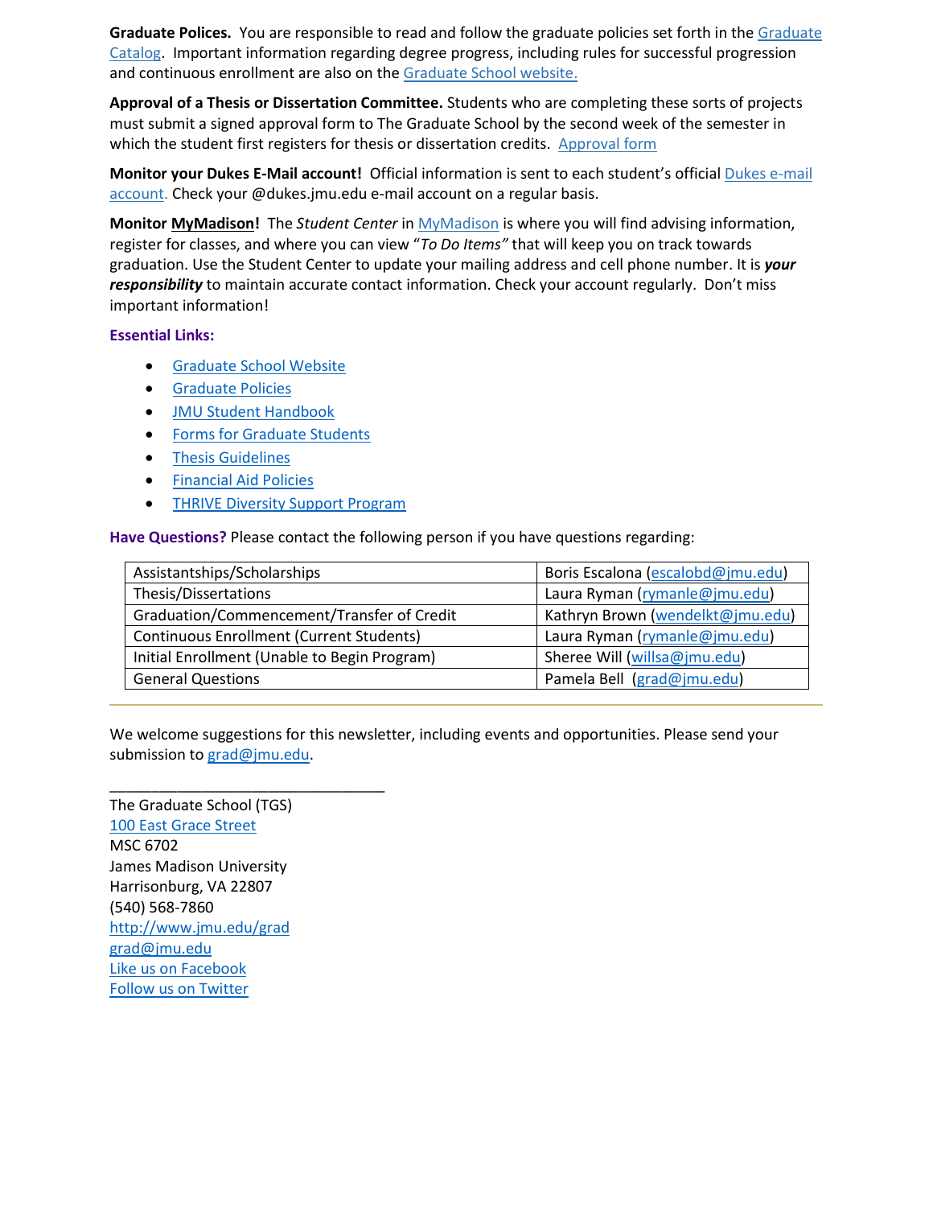**Graduate Polices.** You are responsible to read and follow the graduate policies set forth in the Graduate Catalog. Important information regarding degree progress, including rules for successful progression and continuous enrollment are also on the Graduate School website.

**Approval of a Thesis or Dissertation Committee.** Students who are completing these sorts of projects must submit a signed approval form to The Graduate School by the second week of the semester in which the student first registers for thesis or dissertation credits. Approval form

**Monitor your Dukes E-Mail account!** Official information is sent to each student's official Dukes e-mail account. Check your @dukes.jmu.edu e-mail account on a regular basis.

**Monitor MyMadison!** The *Student Center* in MyMadison is where you will find advising information, register for classes, and where you can view "*To Do Items"* that will keep you on track towards graduation. Use the Student Center to update your mailing address and cell phone number. It is ***your responsibility*** to maintain accurate contact information. Check your account regularly. Don't miss important information!

**Essential Links:**

- Graduate School Website
- Graduate Policies
- JMU Student Handbook
- Forms for Graduate Students
- Thesis Guidelines
- Financial Aid Policies
- THRIVE Diversity Support Program

**Have Questions?** Please contact the following person if you have questions regarding:

| | |
|---|---|
| Assistantships/Scholarships | Boris Escalona (escalobd@jmu.edu) |
| Thesis/Dissertations | Laura Ryman (rymanle@jmu.edu) |
| Graduation/Commencement/Transfer of Credit | Kathryn Brown (wendelkt@jmu.edu) |
| Continuous Enrollment (Current Students) | Laura Ryman (rymanle@jmu.edu) |
| Initial Enrollment (Unable to Begin Program) | Sheree Will (willsa@jmu.edu) |
| General Questions | Pamela Bell (grad@jmu.edu) |

---

We welcome suggestions for this newsletter, including events and opportunities. Please send your submission to grad@jmu.edu.

___________________________________

The Graduate School (TGS)
100 East Grace Street
MSC 6702
James Madison University
Harrisonburg, VA 22807
(540) 568-7860
http://www.jmu.edu/grad
grad@jmu.edu
Like us on Facebook
Follow us on Twitter